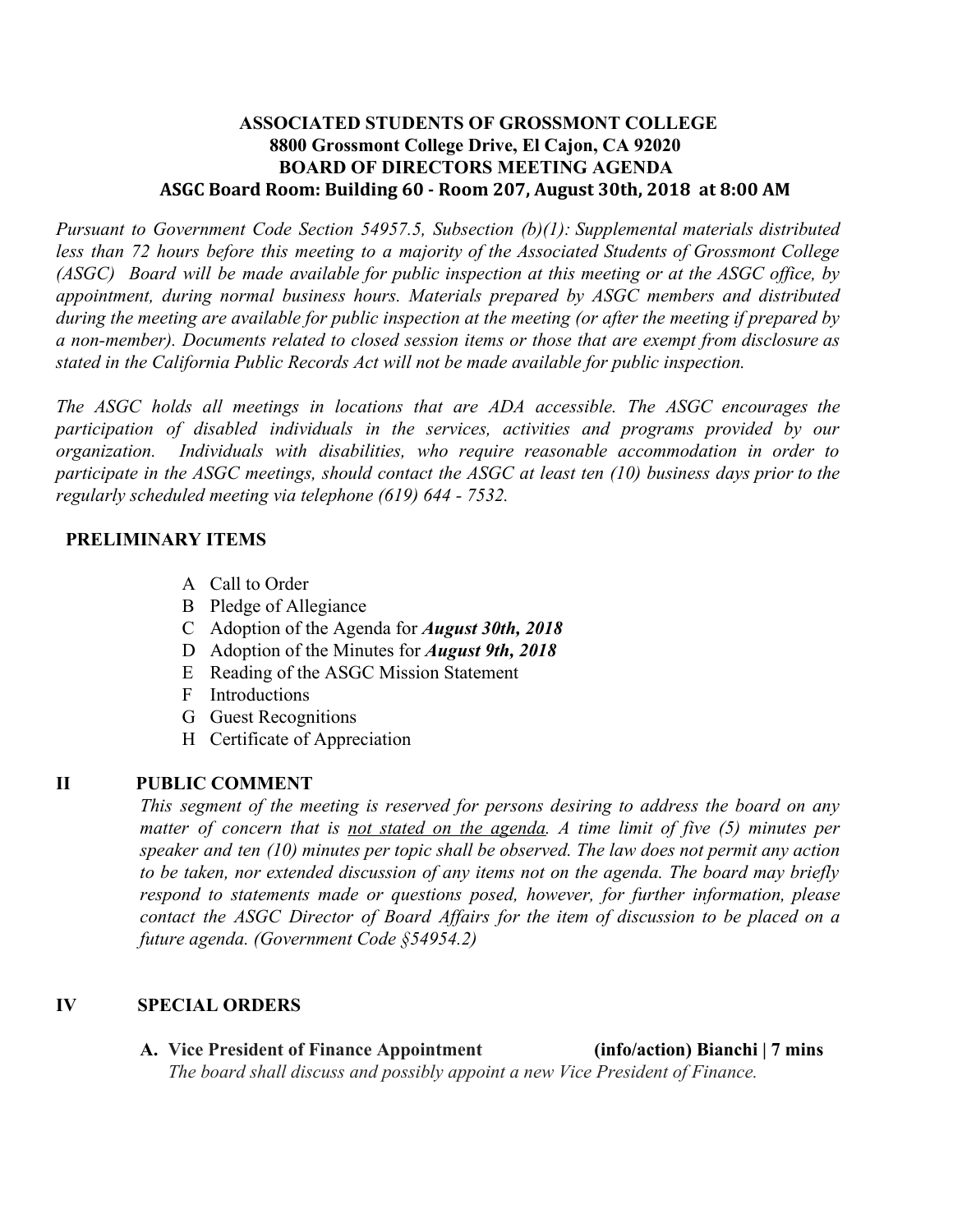**ASSOCIATED STUDENTS OF GROSSMONT COLLEGE**
**8800 Grossmont College Drive, El Cajon, CA 92020**
**BOARD OF DIRECTORS MEETING AGENDA**
**ASGC Board Room: Building 60 - Room 207, August 30th, 2018 at 8:00 AM**

*Pursuant to Government Code Section 54957.5, Subsection (b)(1): Supplemental materials distributed less than 72 hours before this meeting to a majority of the Associated Students of Grossmont College (ASGC) Board will be made available for public inspection at this meeting or at the ASGC office, by appointment, during normal business hours. Materials prepared by ASGC members and distributed during the meeting are available for public inspection at the meeting (or after the meeting if prepared by a non-member). Documents related to closed session items or those that are exempt from disclosure as stated in the California Public Records Act will not be made available for public inspection.*

*The ASGC holds all meetings in locations that are ADA accessible. The ASGC encourages the participation of disabled individuals in the services, activities and programs provided by our organization. Individuals with disabilities, who require reasonable accommodation in order to participate in the ASGC meetings, should contact the ASGC at least ten (10) business days prior to the regularly scheduled meeting via telephone (619) 644 - 7532.*

## PRELIMINARY ITEMS

A Call to Order
B Pledge of Allegiance
C Adoption of the Agenda for ***August 30th, 2018***
D Adoption of the Minutes for ***August 9th, 2018***
E Reading of the ASGC Mission Statement
F Introductions
G Guest Recognitions
H Certificate of Appreciation

## II PUBLIC COMMENT

*This segment of the meeting is reserved for persons desiring to address the board on any matter of concern that is <u>not stated on the agenda</u>. A time limit of five (5) minutes per speaker and ten (10) minutes per topic shall be observed. The law does not permit any action to be taken, nor extended discussion of any items not on the agenda. The board may briefly respond to statements made or questions posed, however, for further information, please contact the ASGC Director of Board Affairs for the item of discussion to be placed on a future agenda. (Government Code §54954.2)*

## IV SPECIAL ORDERS

**A. Vice President of Finance Appointment (info/action) Bianchi | 7 mins**
*The board shall discuss and possibly appoint a new Vice President of Finance.*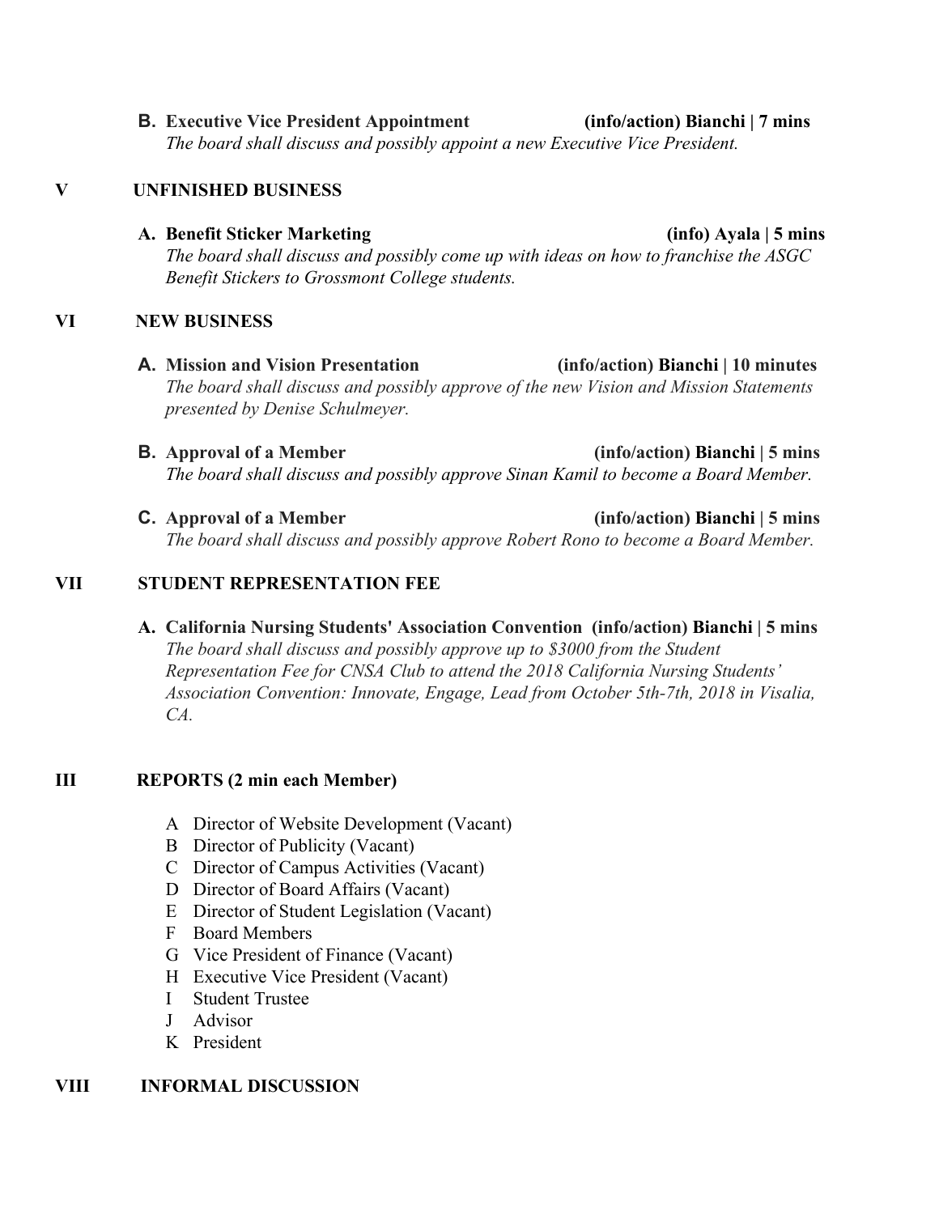**B. Executive Vice President Appointment** **(info/action) Bianchi | 7 mins**
*The board shall discuss and possibly appoint a new Executive Vice President.*

## V UNFINISHED BUSINESS

**A. Benefit Sticker Marketing** **(info) Ayala | 5 mins**
*The board shall discuss and possibly come up with ideas on how to franchise the ASGC Benefit Stickers to Grossmont College students.*

## VI NEW BUSINESS

**A. Mission and Vision Presentation** **(info/action) Bianchi | 10 minutes**
*The board shall discuss and possibly approve of the new Vision and Mission Statements presented by Denise Schulmeyer.*

**B. Approval of a Member** **(info/action) Bianchi | 5 mins**
*The board shall discuss and possibly approve Sinan Kamil to become a Board Member.*

**C. Approval of a Member** **(info/action) Bianchi | 5 mins**
*The board shall discuss and possibly approve Robert Rono to become a Board Member.*

## VII STUDENT REPRESENTATION FEE

**A. California Nursing Students' Association Convention** **(info/action) Bianchi | 5 mins**
*The board shall discuss and possibly approve up to $3000 from the Student Representation Fee for CNSA Club to attend the 2018 California Nursing Students' Association Convention: Innovate, Engage, Lead from October 5th-7th, 2018 in Visalia, CA.*

## III REPORTS (2 min each Member)

A Director of Website Development (Vacant)
B Director of Publicity (Vacant)
C Director of Campus Activities (Vacant)
D Director of Board Affairs (Vacant)
E Director of Student Legislation (Vacant)
F Board Members
G Vice President of Finance (Vacant)
H Executive Vice President (Vacant)
I Student Trustee
J Advisor
K President

## VIII INFORMAL DISCUSSION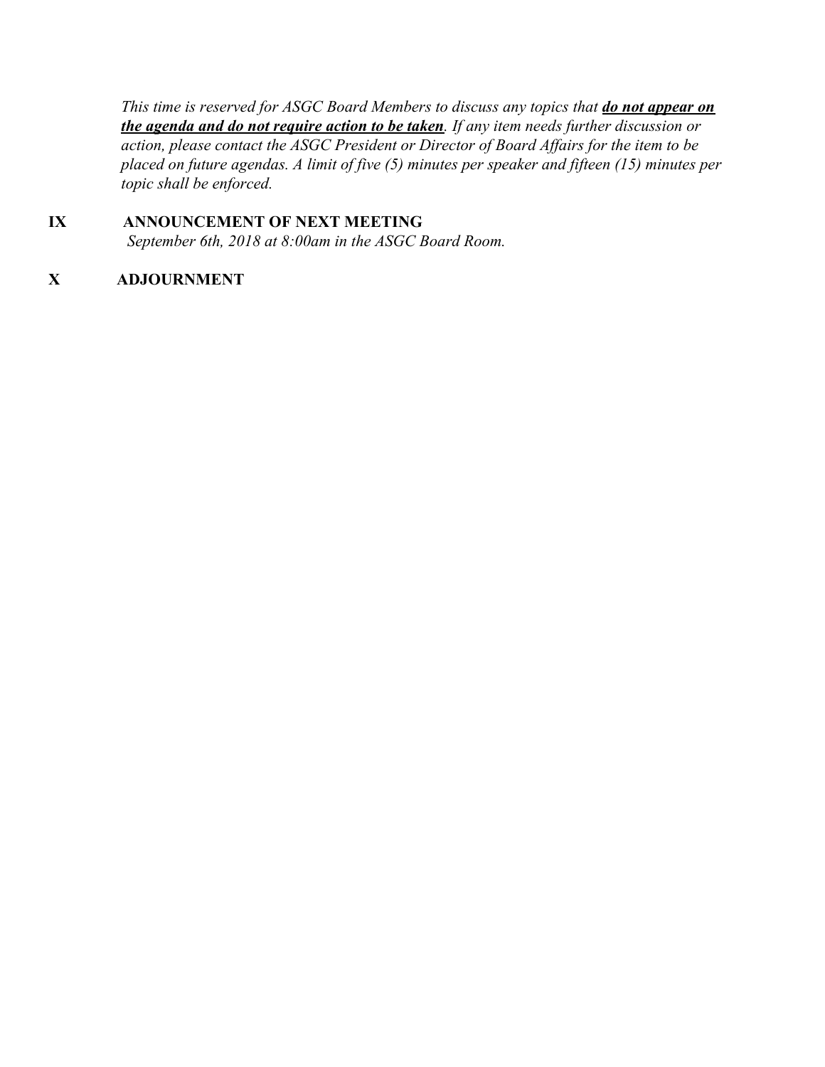*This time is reserved for ASGC Board Members to discuss any topics that **do not appear on the agenda and do not require action to be taken**. If any item needs further discussion or action, please contact the ASGC President or Director of Board Affairs for the item to be placed on future agendas. A limit of five (5) minutes per speaker and fifteen (15) minutes per topic shall be enforced.*

## IX ANNOUNCEMENT OF NEXT MEETING

*September 6th, 2018 at 8:00am in the ASGC Board Room.*

## X ADJOURNMENT